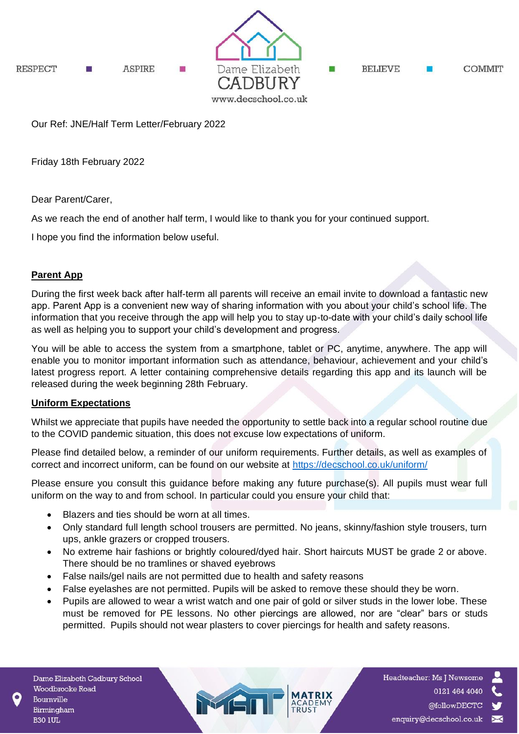Our Ref: JNE/Half Term Letter/February 2022

Friday 18th February 2022

Dear Parent/Carer,

As we reach the end of another half term, I would like to thank you for your continued support.

I hope you find the information below useful.

## Parent App

During the first week back after half-term all parents will receive an email invite to download a fantastic new app. Parent App is a convenient new way of sharing information with you about your child's school life. The information that you receive through the app will help you to stay up-to-date with your child's daily school life as well as helping you to support your child's development and progress.

You will be able to access the system from a smartphone, tablet or PC, anytime, anywhere. The app will enable you to monitor important information such as attendance, behaviour, achievement and your child's latest progress report. A letter containing comprehensive details regarding this app and its launch will be released during the week beginning 28th February.

## Uniform Expectations

Whilst we appreciate that pupils have needed the opportunity to settle back into a regular school routine due to the COVID pandemic situation, this does not excuse low expectations of uniform.

Please find detailed below, a reminder of our uniform requirements. Further details, as well as examples of correct and incorrect uniform, can be found on our website at https://decschool.co.uk/uniform/

Please ensure you consult this guidance before making any future purchase(s). All pupils must wear full uniform on the way to and from school. In particular could you ensure your child that:

- Blazers and ties should be worn at all times.
- Only standard full length school trousers are permitted. No jeans, skinny/fashion style trousers, turn ups, ankle grazers or cropped trousers.
- No extreme hair fashions or brightly coloured/dyed hair. Short haircuts MUST be grade 2 or above. There should be no tramlines or shaved eyebrows
- False nails/gel nails are not permitted due to health and safety reasons
- False eyelashes are not permitted. Pupils will be asked to remove these should they be worn.
- Pupils are allowed to wear a wrist watch and one pair of gold or silver studs in the lower lobe. These must be removed for PE lessons. No other piercings are allowed, nor are "clear" bars or studs permitted. Pupils should not wear plasters to cover piercings for health and safety reasons.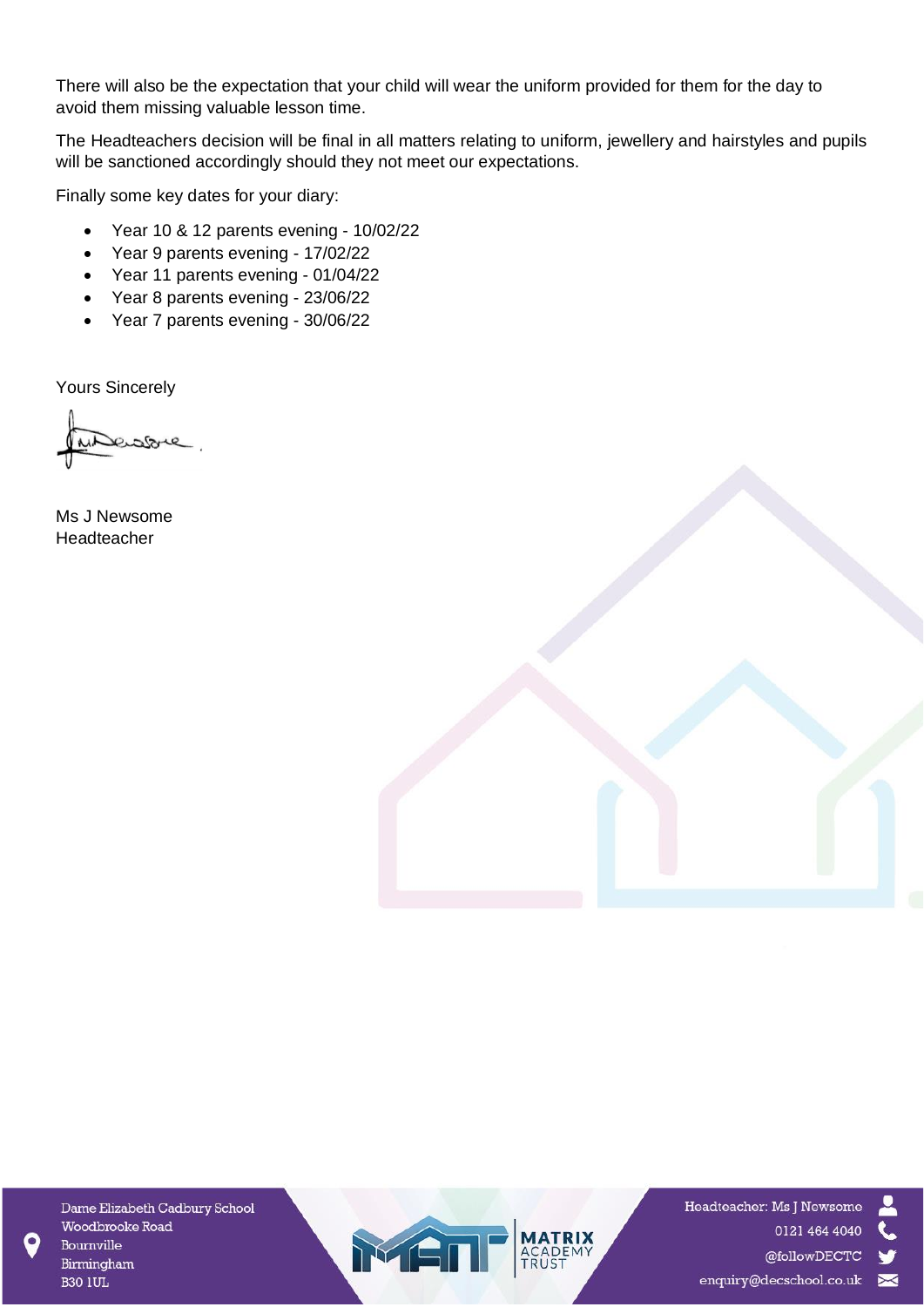There will also be the expectation that your child will wear the uniform provided for them for the day to avoid them missing valuable lesson time.

The Headteachers decision will be final in all matters relating to uniform, jewellery and hairstyles and pupils will be sanctioned accordingly should they not meet our expectations.

Finally some key dates for your diary:

- Year 10 & 12 parents evening - 10/02/22
- Year 9 parents evening - 17/02/22
- Year 11 parents evening - 01/04/22
- Year 8 parents evening - 23/06/22
- Year 7 parents evening - 30/06/22

Yours Sincerely

Ms J Newsome
Headteacher

Dame Elizabeth Cadbury School
Woodbrooke Road
Bournville
Birmingham
B30 1UL

MATRIX ACADEMY TRUST

Headteacher: Ms J Newsome
0121 464 4040
@followDECTC
enquiry@decschool.co.uk